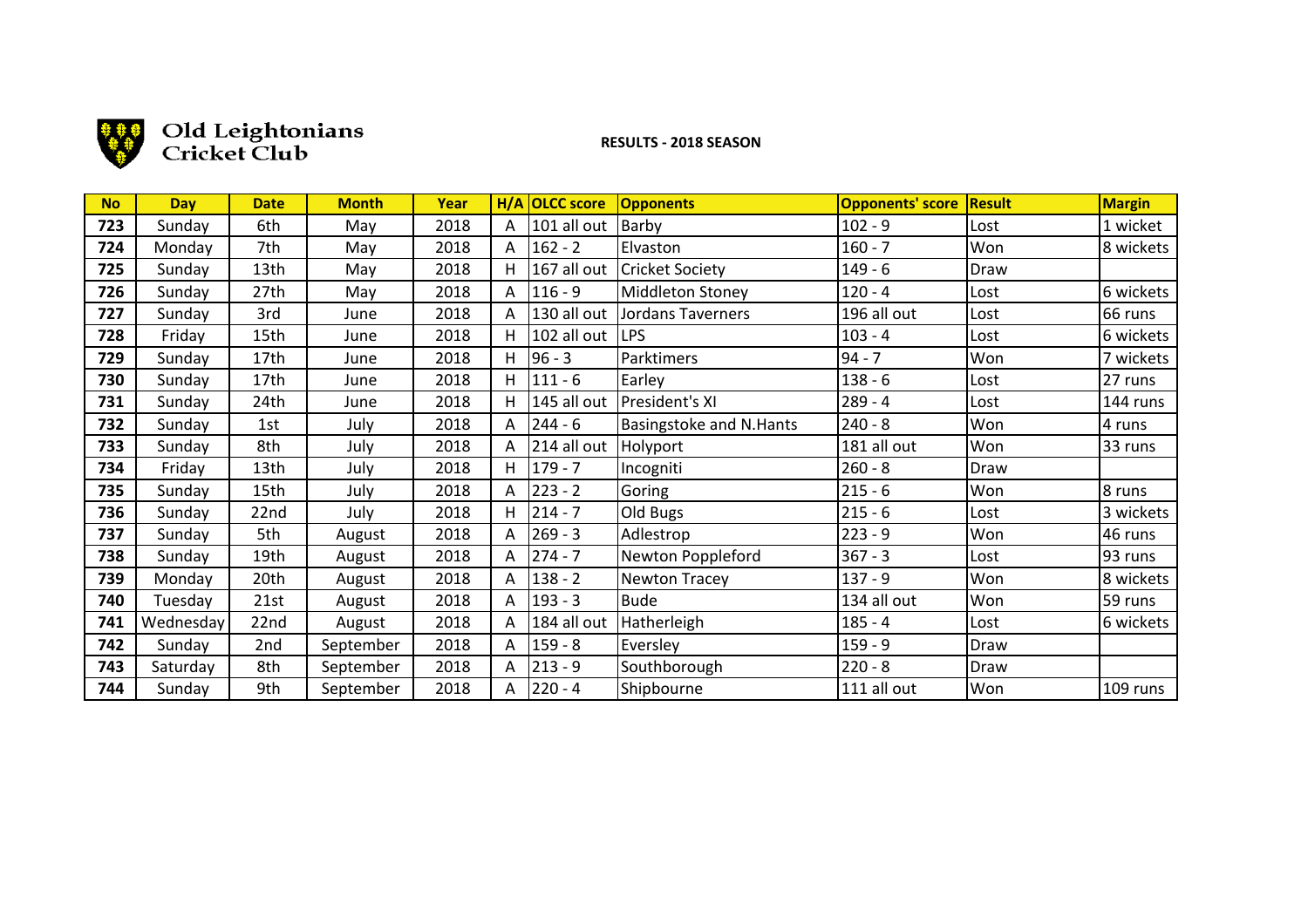# Old Leightonians Cricket Club

**RESULTS - 2018 SEASON**

| No | Day | Date | Month | Year | H/A | OLCC score | Opponents | Opponents' score | Result | Margin |
|---|---|---|---|---|---|---|---|---|---|---|
| **723** | Sunday | 6th | May | 2018 | A | 101 all out | Barby | 102 - 9 | Lost | 1 wicket |
| **724** | Monday | 7th | May | 2018 | A | 162 - 2 | Elvaston | 160 - 7 | Won | 8 wickets |
| **725** | Sunday | 13th | May | 2018 | H | 167 all out | Cricket Society | 149 - 6 | Draw | |
| **726** | Sunday | 27th | May | 2018 | A | 116 - 9 | Middleton Stoney | 120 - 4 | Lost | 6 wickets |
| **727** | Sunday | 3rd | June | 2018 | A | 130 all out | Jordans Taverners | 196 all out | Lost | 66 runs |
| **728** | Friday | 15th | June | 2018 | H | 102 all out | LPS | 103 - 4 | Lost | 6 wickets |
| **729** | Sunday | 17th | June | 2018 | H | 96 - 3 | Parktimers | 94 - 7 | Won | 7 wickets |
| **730** | Sunday | 17th | June | 2018 | H | 111 - 6 | Earley | 138 - 6 | Lost | 27 runs |
| **731** | Sunday | 24th | June | 2018 | H | 145 all out | President's XI | 289 - 4 | Lost | 144 runs |
| **732** | Sunday | 1st | July | 2018 | A | 244 - 6 | Basingstoke and N.Hants | 240 - 8 | Won | 4 runs |
| **733** | Sunday | 8th | July | 2018 | A | 214 all out | Holyport | 181 all out | Won | 33 runs |
| **734** | Friday | 13th | July | 2018 | H | 179 - 7 | Incogniti | 260 - 8 | Draw | |
| **735** | Sunday | 15th | July | 2018 | A | 223 - 2 | Goring | 215 - 6 | Won | 8 runs |
| **736** | Sunday | 22nd | July | 2018 | H | 214 - 7 | Old Bugs | 215 - 6 | Lost | 3 wickets |
| **737** | Sunday | 5th | August | 2018 | A | 269 - 3 | Adlestrop | 223 - 9 | Won | 46 runs |
| **738** | Sunday | 19th | August | 2018 | A | 274 - 7 | Newton Poppleford | 367 - 3 | Lost | 93 runs |
| **739** | Monday | 20th | August | 2018 | A | 138 - 2 | Newton Tracey | 137 - 9 | Won | 8 wickets |
| **740** | Tuesday | 21st | August | 2018 | A | 193 - 3 | Bude | 134 all out | Won | 59 runs |
| **741** | Wednesday | 22nd | August | 2018 | A | 184 all out | Hatherleigh | 185 - 4 | Lost | 6 wickets |
| **742** | Sunday | 2nd | September | 2018 | A | 159 - 8 | Eversley | 159 - 9 | Draw | |
| **743** | Saturday | 8th | September | 2018 | A | 213 - 9 | Southborough | 220 - 8 | Draw | |
| **744** | Sunday | 9th | September | 2018 | A | 220 - 4 | Shipbourne | 111 all out | Won | 109 runs |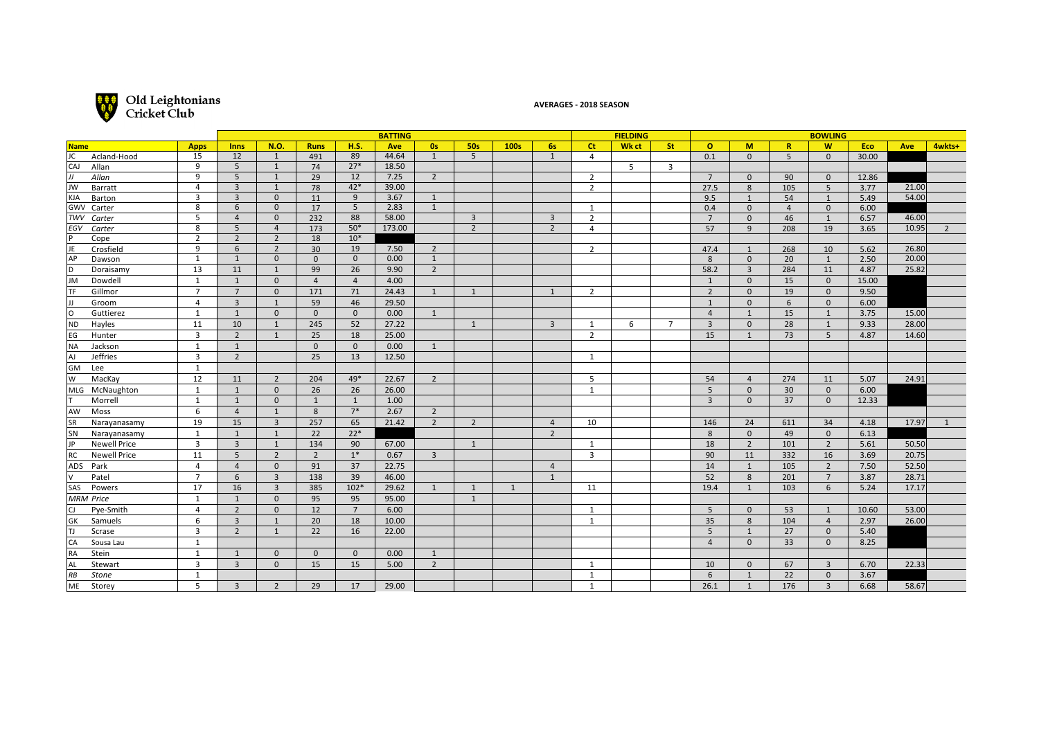Old Leightonians Cricket Club

**AVERAGES - 2018 SEASON**

| | | | BATTING | | | | | | | | | | FIELDING | | | BOWLING | | | | | | |
|---|---|---|---|---|---|---|---|---|---|---|---|---|---|---|---|---|---|---|---|---|---|---|
| **Name** | | **Apps** | **Inns** | **N.O.** | **Runs** | **H.S.** | **Ave** | **0s** | **50s** | **100s** | **6s** | **Ct** | **Wk ct** | **St** | **O** | **M** | **R** | **W** | **Eco** | **Ave** | **4wkts+** |
| JC | Acland-Hood | 15 | 12 | 1 | 491 | 89 | 44.64 | 1 | 5 | | 1 | 4 | | | 0.1 | 0 | 5 | 0 | 30.00 | | |
| CAJ | Allan | 9 | 5 | 1 | 74 | 27* | 18.50 | | | | | | 5 | 3 | | | | | | | |
| *JJ* | *Allan* | 9 | 5 | 1 | 29 | 12 | 7.25 | 2 | | | | 2 | | | 7 | 0 | 90 | 0 | 12.86 | | |
| JW | Barratt | 4 | 3 | 1 | 78 | 42* | 39.00 | | | | | 2 | | | 27.5 | 8 | 105 | 5 | 3.77 | 21.00 | |
| KJA | Barton | 3 | 3 | 0 | 11 | 9 | 3.67 | 1 | | | | | | | 9.5 | 1 | 54 | 1 | 5.49 | 54.00 | |
| GWV | Carter | 8 | 6 | 0 | 17 | 5 | 2.83 | 1 | | | | 1 | | | 0.4 | 0 | 4 | 0 | 6.00 | | |
| *TWV* | *Carter* | 5 | 4 | 0 | 232 | 88 | 58.00 | | 3 | | 3 | 2 | | | 7 | 0 | 46 | 1 | 6.57 | 46.00 | |
| *EGV* | *Carter* | 8 | 5 | 4 | 173 | 50* | 173.00 | | 2 | | 2 | 4 | | | 57 | 9 | 208 | 19 | 3.65 | 10.95 | 2 |
| P | Cope | 2 | 2 | 2 | 18 | 10* | | | | | | | | | | | | | | | |
| JE | Crosfield | 9 | 6 | 2 | 30 | 19 | 7.50 | 2 | | | | 2 | | | 47.4 | 1 | 268 | 10 | 5.62 | 26.80 | |
| AP | Dawson | 1 | 1 | 0 | 0 | 0 | 0.00 | 1 | | | | | | | 8 | 0 | 20 | 1 | 2.50 | 20.00 | |
| D | Doraisamy | 13 | 11 | 1 | 99 | 26 | 9.90 | 2 | | | | | | | 58.2 | 3 | 284 | 11 | 4.87 | 25.82 | |
| JM | Dowdell | 1 | 1 | 0 | 4 | 4 | 4.00 | | | | | | | | 1 | 0 | 15 | 0 | 15.00 | | |
| TF | Gillmor | 7 | 7 | 0 | 171 | 71 | 24.43 | 1 | 1 | | 1 | 2 | | | 2 | 0 | 19 | 0 | 9.50 | | |
| JJ | Groom | 4 | 3 | 1 | 59 | 46 | 29.50 | | | | | | | | 1 | 0 | 6 | 0 | 6.00 | | |
| O | Guttierez | 1 | 1 | 0 | 0 | 0 | 0.00 | 1 | | | | | | | 4 | 1 | 15 | 1 | 3.75 | 15.00 | |
| ND | Hayles | 11 | 10 | 1 | 245 | 52 | 27.22 | | 1 | | 3 | 1 | 6 | 7 | 3 | 0 | 28 | 1 | 9.33 | 28.00 | |
| EG | Hunter | 3 | 2 | 1 | 25 | 18 | 25.00 | | | | | 2 | | | 15 | 1 | 73 | 5 | 4.87 | 14.60 | |
| NA | Jackson | 1 | 1 | | 0 | 0 | 0.00 | 1 | | | | | | | | | | | | | |
| AJ | Jeffries | 3 | 2 | | 25 | 13 | 12.50 | | | | | 1 | | | | | | | | | |
| GM | Lee | 1 | | | | | | | | | | | | | | | | | | | |
| W | MacKay | 12 | 11 | 2 | 204 | 49* | 22.67 | 2 | | | | 5 | | | 54 | 4 | 274 | 11 | 5.07 | 24.91 | |
| MLG | McNaughton | 1 | 1 | 0 | 26 | 26 | 26.00 | | | | | 1 | | | 5 | 0 | 30 | 0 | 6.00 | | |
| T | Morrell | 1 | 1 | 0 | 1 | 1 | 1.00 | | | | | | | | 3 | 0 | 37 | 0 | 12.33 | | |
| AW | Moss | 6 | 4 | 1 | 8 | 7* | 2.67 | 2 | | | | | | | | | | | | | |
| SR | Narayanasamy | 19 | 15 | 3 | 257 | 65 | 21.42 | 2 | 2 | | 4 | 10 | | | 146 | 24 | 611 | 34 | 4.18 | 17.97 | 1 |
| SN | Narayanasamy | 1 | 1 | 1 | 22 | 22* | | | | | 2 | | | | 8 | 0 | 49 | 0 | 6.13 | | |
| JP | Newell Price | 3 | 3 | 1 | 134 | 90 | 67.00 | | 1 | | | 1 | | | 18 | 2 | 101 | 2 | 5.61 | 50.50 | |
| RC | Newell Price | 11 | 5 | 2 | 2 | 1* | 0.67 | 3 | | | | 3 | | | 90 | 11 | 332 | 16 | 3.69 | 20.75 | |
| ADS | Park | 4 | 4 | 0 | 91 | 37 | 22.75 | | | | 4 | | | | 14 | 1 | 105 | 2 | 7.50 | 52.50 | |
| V | Patel | 7 | 6 | 3 | 138 | 39 | 46.00 | | | | 1 | | | | 52 | 8 | 201 | 7 | 3.87 | 28.71 | |
| SAS | Powers | 17 | 16 | 3 | 385 | 102* | 29.62 | 1 | 1 | 1 | | 11 | | | 19.4 | 1 | 103 | 6 | 5.24 | 17.17 | |
| *MRM* | *Price* | 1 | 1 | 0 | 95 | 95 | 95.00 | | 1 | | | | | | | | | | | | |
| CJ | Pye-Smith | 4 | 2 | 0 | 12 | 7 | 6.00 | | | | | 1 | | | 5 | 0 | 53 | 1 | 10.60 | 53.00 | |
| GK | Samuels | 6 | 3 | 1 | 20 | 18 | 10.00 | | | | | 1 | | | 35 | 8 | 104 | 4 | 2.97 | 26.00 | |
| TJ | Scrase | 3 | 2 | 1 | 22 | 16 | 22.00 | | | | | | | | 5 | 1 | 27 | 0 | 5.40 | | |
| CA | Sousa Lau | 1 | | | | | | | | | | | | | 4 | 0 | 33 | 0 | 8.25 | | |
| RA | Stein | 1 | 1 | 0 | 0 | 0 | 0.00 | 1 | | | | | | | | | | | | | |
| AL | Stewart | 3 | 3 | 0 | 15 | 15 | 5.00 | 2 | | | | 1 | | | 10 | 0 | 67 | 3 | 6.70 | 22.33 | |
| *RB* | *Stone* | 1 | | | | | | | | | | 1 | | | 6 | 1 | 22 | 0 | 3.67 | | |
| ME | Storey | 5 | 3 | 2 | 29 | 17 | 29.00 | | | | | 1 | | | 26.1 | 1 | 176 | 3 | 6.68 | 58.67 | |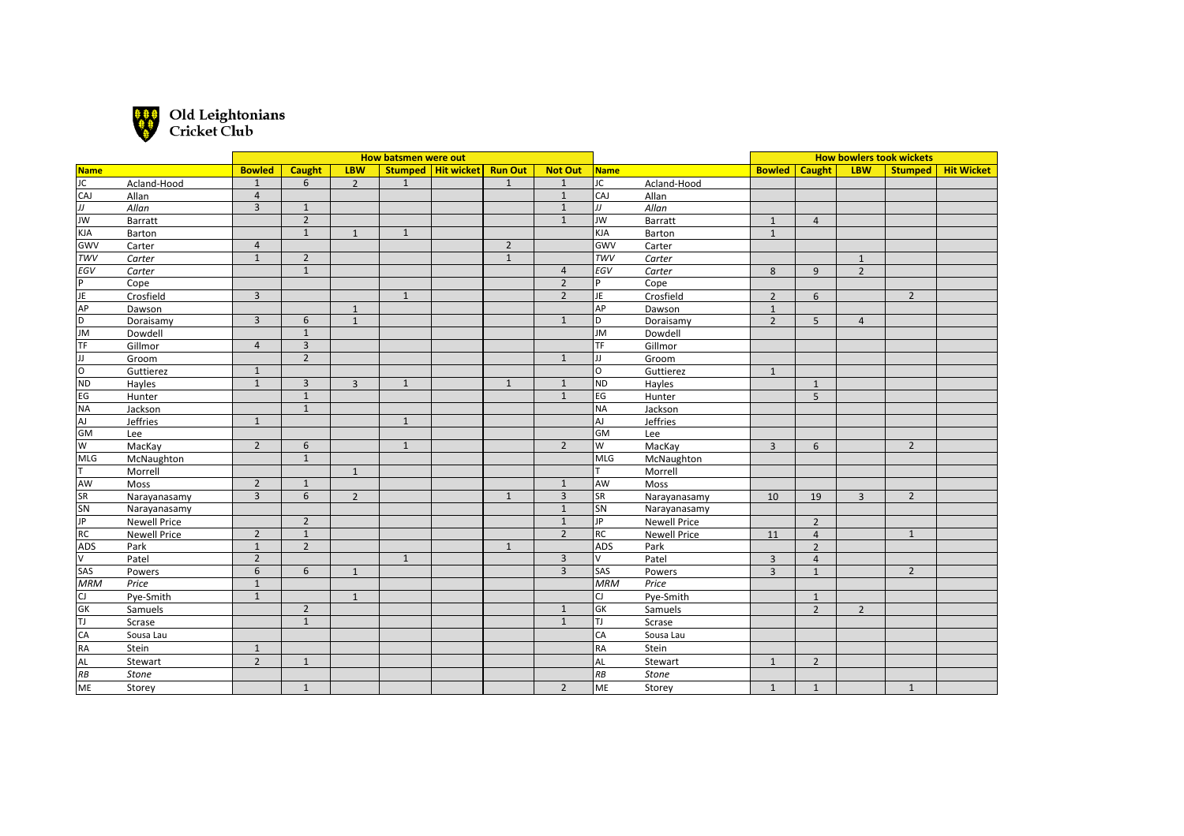# Old Leightonians Cricket Club

| Name | | How batsmen were out | | | | | | | Name | | How bowlers took wickets | | | | |
|---|---|---|---|---|---|---|---|---|---|---|---|---|---|---|---|
| | | Bowled | Caught | LBW | Stumped | Hit wicket | Run Out | Not Out | | | Bowled | Caught | LBW | Stumped | Hit Wicket |
| JC | Acland-Hood | 1 | 6 | 2 | 1 | | 1 | 1 | JC | Acland-Hood | | | | | |
| CAJ | Allan | 4 | | | | | | 1 | CAJ | Allan | | | | | |
| *JJ* | *Allan* | 3 | 1 | | | | | 1 | *JJ* | *Allan* | | | | | |
| JW | Barratt | | 2 | | | | | 1 | JW | Barratt | 1 | 4 | | | |
| KJA | Barton | | 1 | 1 | 1 | | | | KJA | Barton | 1 | | | | |
| GWV | Carter | 4 | | | | | 2 | | GWV | Carter | | | | | |
| *TWV* | *Carter* | 1 | 2 | | | | 1 | | *TWV* | *Carter* | | | 1 | | |
| *EGV* | *Carter* | | 1 | | | | | 4 | *EGV* | *Carter* | 8 | 9 | 2 | | |
| P | Cope | | | | | | | 2 | P | Cope | | | | | |
| JE | Crosfield | 3 | | | 1 | | | 2 | JE | Crosfield | 2 | 6 | | 2 | |
| AP | Dawson | | | 1 | | | | | AP | Dawson | 1 | | | | |
| D | Doraisamy | 3 | 6 | 1 | | | | 1 | D | Doraisamy | 2 | 5 | 4 | | |
| JM | Dowdell | | 1 | | | | | | JM | Dowdell | | | | | |
| TF | Gillmor | 4 | 3 | | | | | | TF | Gillmor | | | | | |
| JJ | Groom | | 2 | | | | | 1 | JJ | Groom | | | | | |
| O | Guttierez | 1 | | | | | | | O | Guttierez | 1 | | | | |
| ND | Hayles | 1 | 3 | 3 | 1 | | 1 | 1 | ND | Hayles | | 1 | | | |
| EG | Hunter | | 1 | | | | | 1 | EG | Hunter | | 5 | | | |
| NA | Jackson | | 1 | | | | | | NA | Jackson | | | | | |
| AJ | Jeffries | 1 | | | 1 | | | | AJ | Jeffries | | | | | |
| GM | Lee | | | | | | | | GM | Lee | | | | | |
| W | MacKay | 2 | 6 | | 1 | | | 2 | W | MacKay | 3 | 6 | | 2 | |
| MLG | McNaughton | | 1 | | | | | | MLG | McNaughton | | | | | |
| T | Morrell | | | 1 | | | | | T | Morrell | | | | | |
| AW | Moss | 2 | 1 | | | | | 1 | AW | Moss | | | | | |
| SR | Narayanasamy | 3 | 6 | 2 | | | 1 | 3 | SR | Narayanasamy | 10 | 19 | 3 | 2 | |
| SN | Narayanasamy | | | | | | | 1 | SN | Narayanasamy | | | | | |
| JP | Newell Price | | 2 | | | | | 1 | JP | Newell Price | | 2 | | | |
| RC | Newell Price | 2 | 1 | | | | | 2 | RC | Newell Price | 11 | 4 | | 1 | |
| ADS | Park | 1 | 2 | | | | 1 | | ADS | Park | | 2 | | | |
| V | Patel | 2 | | | 1 | | | 3 | V | Patel | 3 | 4 | | | |
| SAS | Powers | 6 | 6 | 1 | | | | 3 | SAS | Powers | 3 | 1 | | 2 | |
| *MRM* | *Price* | 1 | | | | | | | *MRM* | *Price* | | | | | |
| CJ | Pye-Smith | 1 | | 1 | | | | | CJ | Pye-Smith | | 1 | | | |
| GK | Samuels | | 2 | | | | | 1 | GK | Samuels | | 2 | 2 | | |
| TJ | Scrase | | 1 | | | | | 1 | TJ | Scrase | | | | | |
| CA | Sousa Lau | | | | | | | | CA | Sousa Lau | | | | | |
| RA | Stein | 1 | | | | | | | RA | Stein | | | | | |
| AL | Stewart | 2 | 1 | | | | | | AL | Stewart | 1 | 2 | | | |
| *RB* | *Stone* | | | | | | | | *RB* | *Stone* | | | | | |
| ME | Storey | | 1 | | | | | 2 | ME | Storey | 1 | 1 | | 1 | |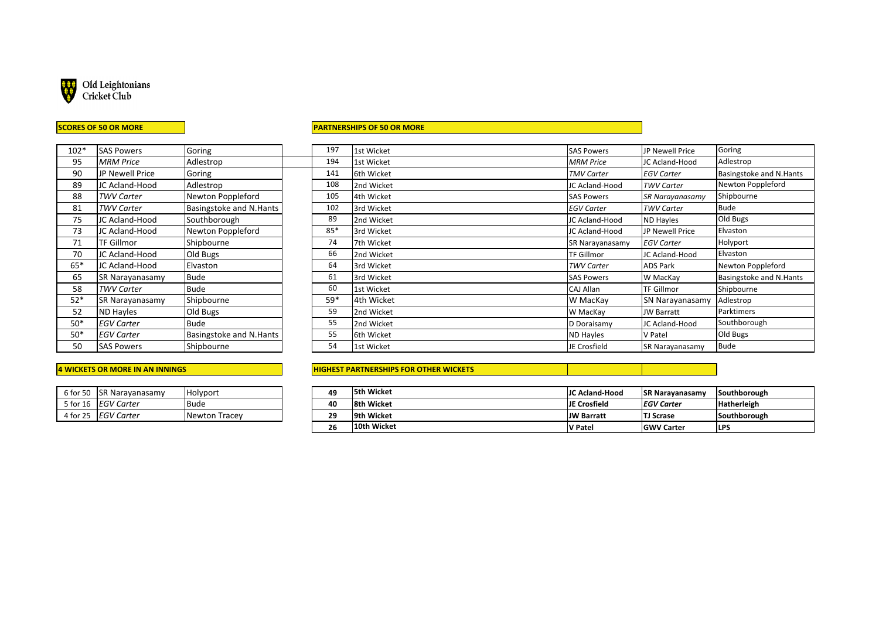Old Leightonians Cricket Club

## SCORES OF 50 OR MORE

| | | |
|---|---|---|
| 102* | SAS Powers | Goring |
| 95 | *MRM Price* | Adlestrop |
| 90 | JP Newell Price | Goring |
| 89 | JC Acland-Hood | Adlestrop |
| 88 | *TWV Carter* | Newton Poppleford |
| 81 | *TWV Carter* | Basingstoke and N.Hants |
| 75 | JC Acland-Hood | Southborough |
| 73 | JC Acland-Hood | Newton Poppleford |
| 71 | TF Gillmor | Shipbourne |
| 70 | JC Acland-Hood | Old Bugs |
| 65* | JC Acland-Hood | Elvaston |
| 65 | SR Narayanasamy | Bude |
| 58 | *TWV Carter* | Bude |
| 52* | SR Narayanasamy | Shipbourne |
| 52 | ND Hayles | Old Bugs |
| 50* | *EGV Carter* | Bude |
| 50* | *EGV Carter* | Basingstoke and N.Hants |
| 50 | SAS Powers | Shipbourne |

## PARTNERSHIPS OF 50 OR MORE

| | | | | |
|---|---|---|---|---|
| 197 | 1st Wicket | SAS Powers | JP Newell Price | Goring |
| 194 | 1st Wicket | *MRM Price* | JC Acland-Hood | Adlestrop |
| 141 | 6th Wicket | *TMV Carter* | *EGV Carter* | Basingstoke and N.Hants |
| 108 | 2nd Wicket | JC Acland-Hood | *TWV Carter* | Newton Poppleford |
| 105 | 4th Wicket | SAS Powers | *SR Narayanasamy* | Shipbourne |
| 102 | 3rd Wicket | *EGV Carter* | *TWV Carter* | Bude |
| 89 | 2nd Wicket | JC Acland-Hood | ND Hayles | Old Bugs |
| 85* | 3rd Wicket | JC Acland-Hood | JP Newell Price | Elvaston |
| 74 | 7th Wicket | SR Narayanasamy | *EGV Carter* | Holyport |
| 66 | 2nd Wicket | TF Gillmor | JC Acland-Hood | Elvaston |
| 64 | 3rd Wicket | *TWV Carter* | ADS Park | Newton Poppleford |
| 61 | 3rd Wicket | SAS Powers | W MacKay | Basingstoke and N.Hants |
| 60 | 1st Wicket | CAJ Allan | TF Gillmor | Shipbourne |
| 59* | 4th Wicket | W MacKay | SN Narayanasamy | Adlestrop |
| 59 | 2nd Wicket | W MacKay | JW Barratt | Parktimers |
| 55 | 2nd Wicket | D Doraisamy | JC Acland-Hood | Southborough |
| 55 | 6th Wicket | ND Hayles | V Patel | Old Bugs |
| 54 | 1st Wicket | JE Crosfield | SR Narayanasamy | Bude |

## 4 WICKETS OR MORE IN AN INNINGS

| | | |
|---|---|---|
| 6 for 50 | SR Narayanasamy | Holyport |
| 5 for 16 | *EGV Carter* | Bude |
| 4 for 25 | *EGV Carter* | Newton Tracey |

## HIGHEST PARTNERSHIPS FOR OTHER WICKETS

| | | | | |
|---|---|---|---|---|
| **49** | **5th Wicket** | **JC Acland-Hood** | **SR Narayanasamy** | **Southborough** |
| **40** | **8th Wicket** | **JE Crosfield** | ***EGV Carter*** | **Hatherleigh** |
| **29** | **9th Wicket** | **JW Barratt** | **TJ Scrase** | **Southborough** |
| **26** | **10th Wicket** | **V Patel** | **GWV Carter** | **LPS** |